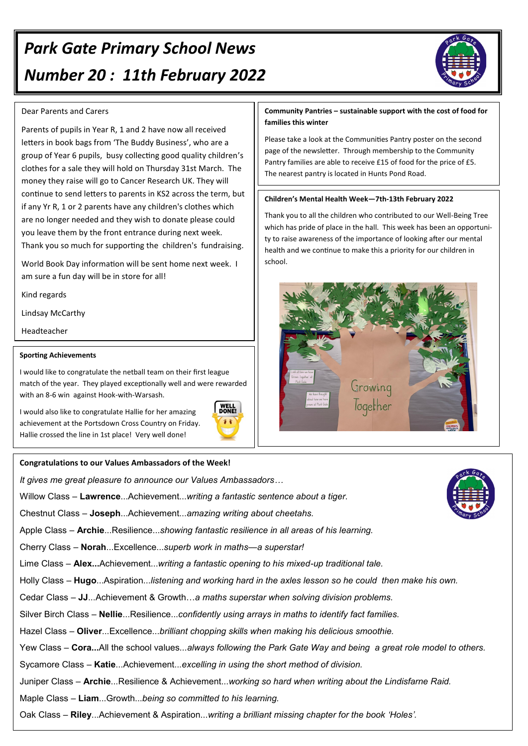# Park Gate Primary School News

# Number 20 : 11th February 2022

Dear Parents and Carers

Parents of pupils in Year R, 1 and 2 have now all received letters in book bags from 'The Buddy Business', who are a group of Year 6 pupils, busy collecting good quality children's clothes for a sale they will hold on Thursday 31st March. The money they raise will go to Cancer Research UK. They will continue to send letters to parents in KS2 across the term, but if any Yr R, 1 or 2 parents have any children's clothes which are no longer needed and they wish to donate please could you leave them by the front entrance during next week. Thank you so much for supporting the children's fundraising.

World Book Day information will be sent home next week. I am sure a fun day will be in store for all!

Kind regards

Lindsay McCarthy

Headteacher

### Sporting Achievements

I would like to congratulate the netball team on their first league match of the year. They played exceptionally well and were rewarded with an 8-6 win against Hook-with-Warsash.

I would also like to congratulate Hallie for her amazing achievement at the Portsdown Cross Country on Friday. Hallie crossed the line in 1st place! Very well done!

### Community Pantries – sustainable support with the cost of food for families this winter

Please take a look at the Communities Pantry poster on the second page of the newsletter. Through membership to the Community Pantry families are able to receive £15 of food for the price of £5. The nearest pantry is located in Hunts Pond Road.

### Children's Mental Health Week—7th-13th February 2022

Thank you to all the children who contributed to our Well-Being Tree which has pride of place in the hall. This week has been an opportunity to raise awareness of the importance of looking after our mental health and we continue to make this a priority for our children in school.

### Congratulations to our Values Ambassadors of the Week!

*It gives me great pleasure to announce our Values Ambassadors…*

Willow Class – **Lawrence**...Achievement...*writing a fantastic sentence about a tiger.*

Chestnut Class – **Joseph**...Achievement...*amazing writing about cheetahs.*

Apple Class – **Archie**...Resilience...*showing fantastic resilience in all areas of his learning.*

Cherry Class – **Norah**...Excellence...*superb work in maths—a superstar!*

Lime Class – **Alex...**Achievement...*writing a fantastic opening to his mixed-up traditional tale.*

Holly Class – **Hugo**...Aspiration...*listening and working hard in the axles lesson so he could then make his own.*

Cedar Class – **JJ**...Achievement & Growth…*a maths superstar when solving division problems.*

Silver Birch Class – **Nellie**...Resilience...*confidently using arrays in maths to identify fact families.*

Hazel Class – **Oliver**...Excellence...*brilliant chopping skills when making his delicious smoothie.*

Yew Class – **Cora...**All the school values...*always following the Park Gate Way and being a great role model to others.*

Sycamore Class – **Katie**...Achievement...*excelling in using the short method of division.*

Juniper Class – **Archie**...Resilience & Achievement...*working so hard when writing about the Lindisfarne Raid.*

Maple Class – **Liam**...Growth...*being so committed to his learning.*

Oak Class – **Riley**...Achievement & Aspiration...*writing a brilliant missing chapter for the book 'Holes'.*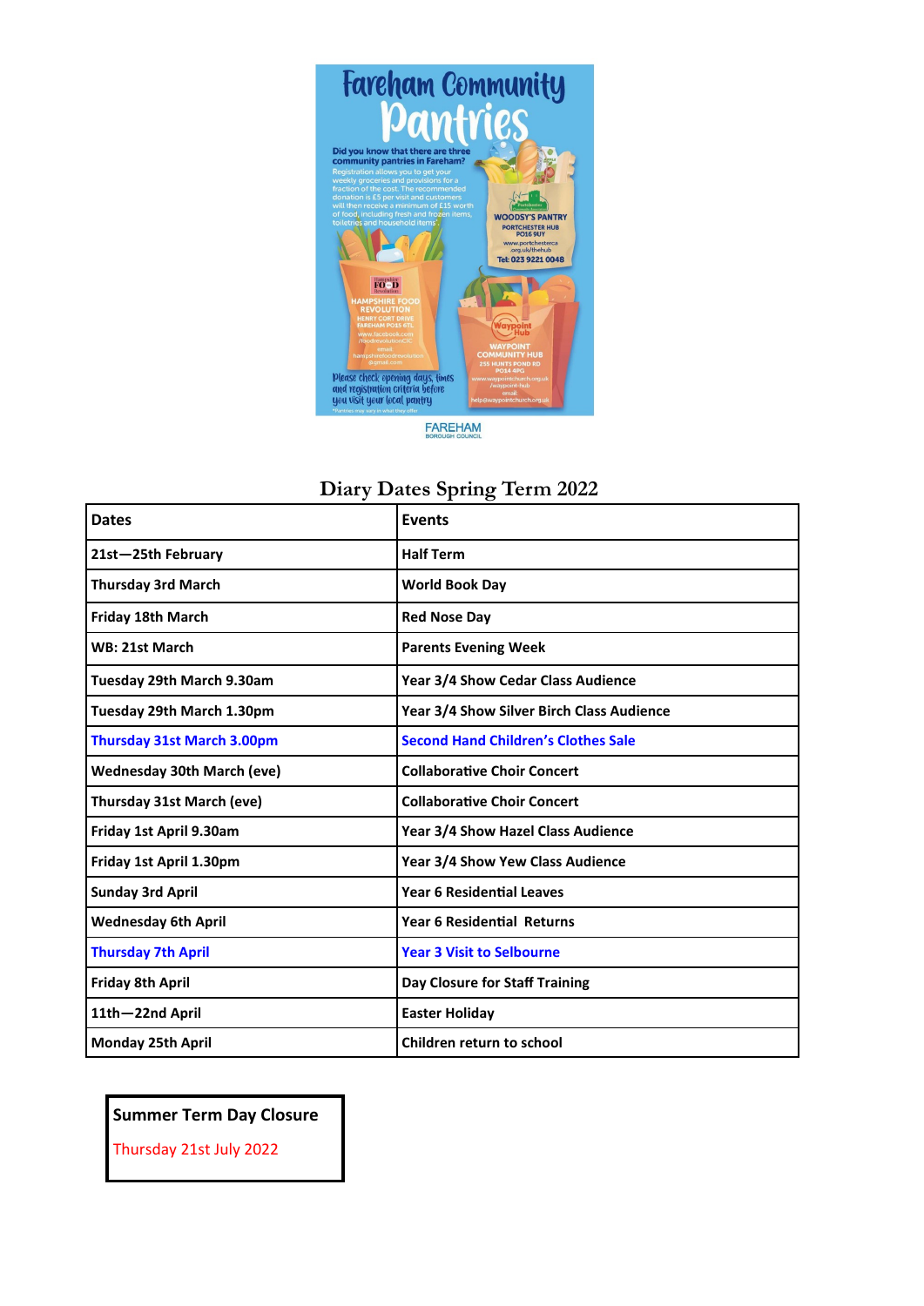# Fareham Community Pantries

Did you know that there are three community pantries in Fareham?

Registration allows you to get your weekly groceries and provisions for a fraction of the cost. The recommended donation is £5 per visit and customers will then receive a minimum of £15 worth of food, including fresh and frozen items, toiletries and household items*.

**WOODSY'S PANTRY**
PORTCHESTER HUB
PO16 9UY
www.portchesterca.org.uk/thehub
Tel: 023 9221 0048

**HAMPSHIRE FOOD REVOLUTION**
HENRY CORT DRIVE
FAREHAM PO15 6TL
www.facebook.com/foodrevolutionCIC
email: hampshirefoodrevolution@gmail.com

**WAYPOINT COMMUNITY HUB**
255 HUNTS POND RD
PO14 4PG
www.waypointchurch.org.uk/waypoint-hub
email: help@waypointchurch.org.uk

Please check opening days, times and registration criteria before you visit your local pantry

*Pantries may vary in what they offer

FAREHAM BOROUGH COUNCIL

## Diary Dates Spring Term 2022

| Dates | Events |
|---|---|
| 21st—25th February | Half Term |
| Thursday 3rd March | World Book Day |
| Friday 18th March | Red Nose Day |
| WB: 21st March | Parents Evening Week |
| Tuesday 29th March 9.30am | Year 3/4 Show Cedar Class Audience |
| Tuesday 29th March 1.30pm | Year 3/4 Show Silver Birch Class Audience |
| Thursday 31st March 3.00pm | Second Hand Children's Clothes Sale |
| Wednesday 30th March (eve) | Collaborative Choir Concert |
| Thursday 31st March (eve) | Collaborative Choir Concert |
| Friday 1st April 9.30am | Year 3/4 Show Hazel Class Audience |
| Friday 1st April 1.30pm | Year 3/4 Show Yew Class Audience |
| Sunday 3rd April | Year 6 Residential Leaves |
| Wednesday 6th April | Year 6 Residential Returns |
| Thursday 7th April | Year 3 Visit to Selbourne |
| Friday 8th April | Day Closure for Staff Training |
| 11th—22nd April | Easter Holiday |
| Monday 25th April | Children return to school |

**Summer Term Day Closure**

Thursday 21st July 2022